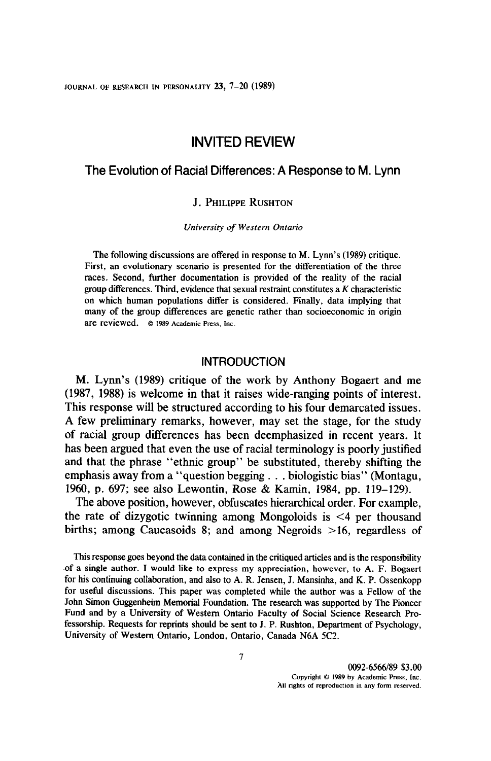# INVITED REVIEW

## The Evolution of Racial Differences: A Response to M. Lynn

J. PHILIPPE RUSHTON

*University of Western Ontario*

The following discussions are offered in response to M. Lynn's (1989) critique. First, an evolutionary scenario is presented for the differentiation of the three races. Second, further documentation is provided of the reality of the racial group differences. Third, evidence that sexual restraint constitutes a *K* characteristic on which human populations differ is considered. Finally, data implying that many of the group differences are genetic rather than socioeconomic in origin are reviewed. © 1989 Academic Press, Inc.

## INTRODUCTION

M. Lynn's (1989) critique of the work by Anthony Bogaert and me (1987, 1988) is welcome in that it raises wide-ranging points of interest. This response will be structured according to his four demarcated issues. A few preliminary remarks, however, may set the stage, for the study of racial group differences has been deemphasized in recent years. It has been argued that even the use of racial terminology is poorly justified and that the phrase "ethnic group" be substituted, thereby shifting the emphasis away from a "question begging . . . biologistic bias" (Montagu, 1960, p. 697; see also Lewontin, Rose & Kamin, 1984, pp. 119–129).

The above position, however, obfuscates hierarchical order. For example, the rate of dizygotic twinning among Mongoloids is <4 per thousand births; among Caucasoids 8; and among Negroids >16, regardless of

This response goes beyond the data contained in the critiqued articles and is the responsibility of a single author. I would like to express my appreciation, however, to A. F. Bogaert for his continuing collaboration, and also to A. R. Jensen, J. Mansinha, and K. P. Ossenkopp for useful discussions. This paper was completed while the author was a Fellow of the John Simon Guggenheim Memorial Foundation. The research was supported by The Pioneer Fund and by a University of Western Ontario Faculty of Social Science Research Professorship. Requests for reprints should be sent to J. P. Rushton, Department of Psychology, University of Western Ontario, London, Ontario, Canada N6A 5C2.

0092-6566/89 $3.00
Copyright © 1989 by Academic Press, Inc.
All rights of reproduction in any form reserved.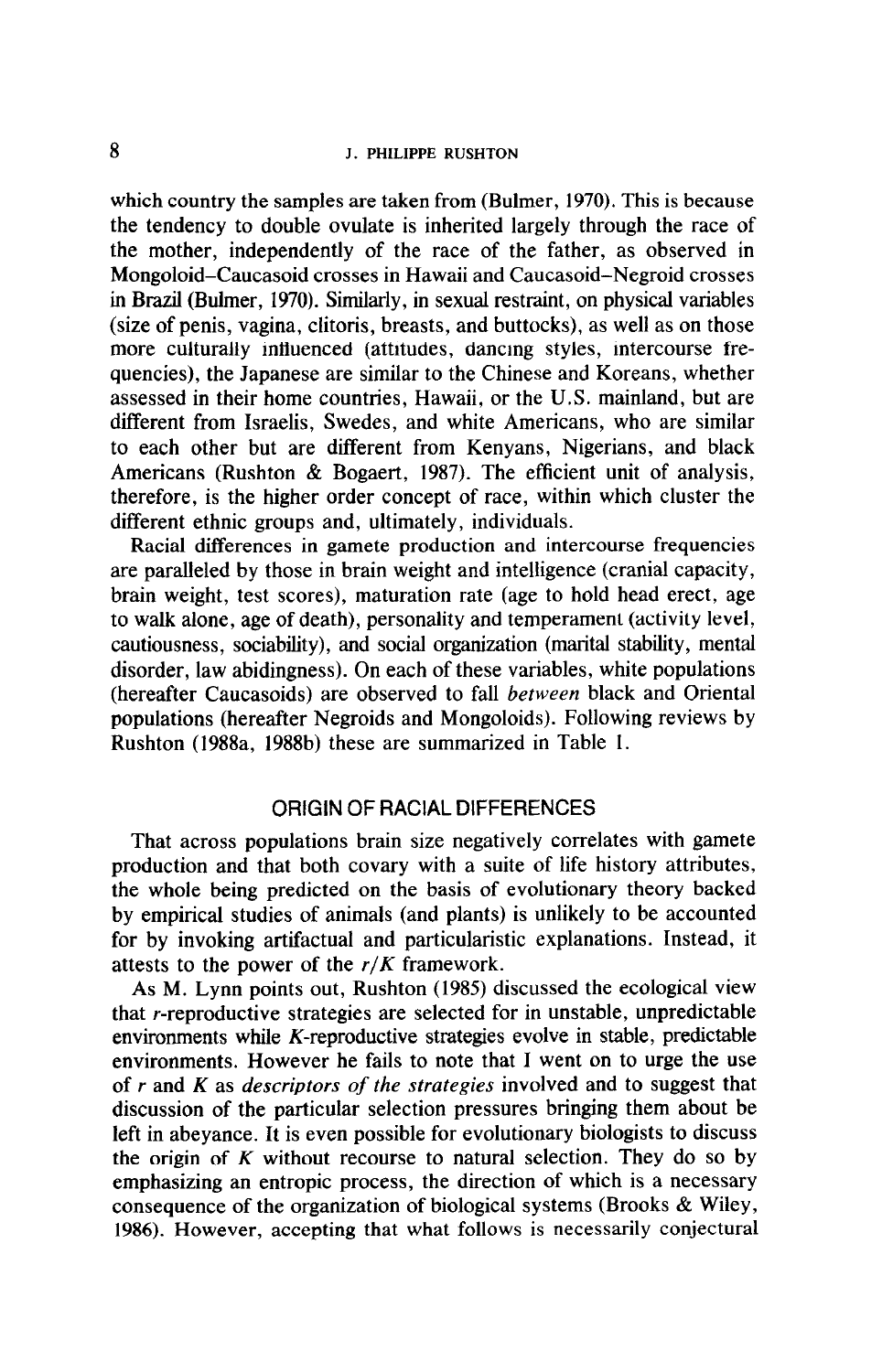which country the samples are taken from (Bulmer, 1970). This is because the tendency to double ovulate is inherited largely through the race of the mother, independently of the race of the father, as observed in Mongoloid–Caucasoid crosses in Hawaii and Caucasoid–Negroid crosses in Brazil (Bulmer, 1970). Similarly, in sexual restraint, on physical variables (size of penis, vagina, clitoris, breasts, and buttocks), as well as on those more culturally influenced (attitudes, dancing styles, intercourse frequencies), the Japanese are similar to the Chinese and Koreans, whether assessed in their home countries, Hawaii, or the U.S. mainland, but are different from Israelis, Swedes, and white Americans, who are similar to each other but are different from Kenyans, Nigerians, and black Americans (Rushton & Bogaert, 1987). The efficient unit of analysis, therefore, is the higher order concept of race, within which cluster the different ethnic groups and, ultimately, individuals.

Racial differences in gamete production and intercourse frequencies are paralleled by those in brain weight and intelligence (cranial capacity, brain weight, test scores), maturation rate (age to hold head erect, age to walk alone, age of death), personality and temperament (activity level, cautiousness, sociability), and social organization (marital stability, mental disorder, law abidingness). On each of these variables, white populations (hereafter Caucasoids) are observed to fall *between* black and Oriental populations (hereafter Negroids and Mongoloids). Following reviews by Rushton (1988a, 1988b) these are summarized in Table 1.

## ORIGIN OF RACIAL DIFFERENCES

That across populations brain size negatively correlates with gamete production and that both covary with a suite of life history attributes, the whole being predicted on the basis of evolutionary theory backed by empirical studies of animals (and plants) is unlikely to be accounted for by invoking artifactual and particularistic explanations. Instead, it attests to the power of the $r/K$ framework.

As M. Lynn points out, Rushton (1985) discussed the ecological view that $r$-reproductive strategies are selected for in unstable, unpredictable environments while $K$-reproductive strategies evolve in stable, predictable environments. However he fails to note that I went on to urge the use of $r$ and $K$ as *descriptors of the strategies* involved and to suggest that discussion of the particular selection pressures bringing them about be left in abeyance. It is even possible for evolutionary biologists to discuss the origin of $K$ without recourse to natural selection. They do so by emphasizing an entropic process, the direction of which is a necessary consequence of the organization of biological systems (Brooks & Wiley, 1986). However, accepting that what follows is necessarily conjectural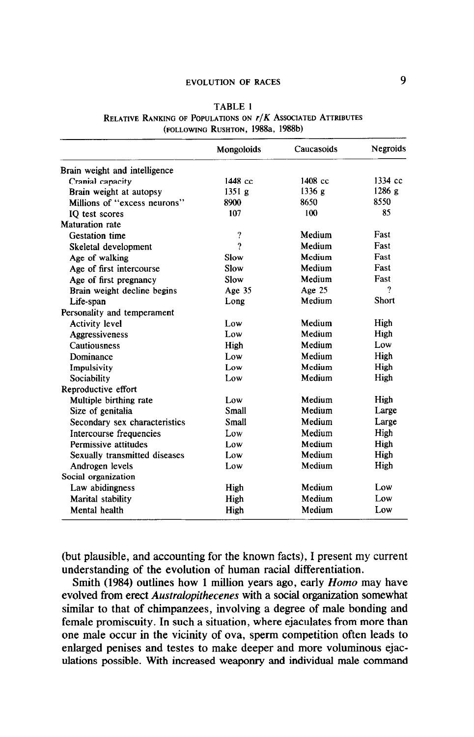TABLE 1
RELATIVE RANKING OF POPULATIONS ON $r/K$ ASSOCIATED ATTRIBUTES
(FOLLOWING RUSHTON, 1988a, 1988b)

| | Mongoloids | Caucasoids | Negroids |
|---|---|---|---|
| Brain weight and intelligence | | | |
| Cranial capacity | 1448 cc | 1408 cc | 1334 cc |
| Brain weight at autopsy | 1351 g | 1336 g | 1286 g |
| Millions of "excess neurons" | 8900 | 8650 | 8550 |
| IQ test scores | 107 | 100 | 85 |
| Maturation rate | | | |
| Gestation time | ? | Medium | Fast |
| Skeletal development | ? | Medium | Fast |
| Age of walking | Slow | Medium | Fast |
| Age of first intercourse | Slow | Medium | Fast |
| Age of first pregnancy | Slow | Medium | Fast |
| Brain weight decline begins | Age 35 | Age 25 | ? |
| Life-span | Long | Medium | Short |
| Personality and temperament | | | |
| Activity level | Low | Medium | High |
| Aggressiveness | Low | Medium | High |
| Cautiousness | High | Medium | Low |
| Dominance | Low | Medium | High |
| Impulsivity | Low | Medium | High |
| Sociability | Low | Medium | High |
| Reproductive effort | | | |
| Multiple birthing rate | Low | Medium | High |
| Size of genitalia | Small | Medium | Large |
| Secondary sex characteristics | Small | Medium | Large |
| Intercourse frequencies | Low | Medium | High |
| Permissive attitudes | Low | Medium | High |
| Sexually transmitted diseases | Low | Medium | High |
| Androgen levels | Low | Medium | High |
| Social organization | | | |
| Law abidingness | High | Medium | Low |
| Marital stability | High | Medium | Low |
| Mental health | High | Medium | Low |

(but plausible, and accounting for the known facts), I present my current understanding of the evolution of human racial differentiation.

Smith (1984) outlines how 1 million years ago, early *Homo* may have evolved from erect *Australopithecenes* with a social organization somewhat similar to that of chimpanzees, involving a degree of male bonding and female promiscuity. In such a situation, where ejaculates from more than one male occur in the vicinity of ova, sperm competition often leads to enlarged penises and testes to make deeper and more voluminous ejaculations possible. With increased weaponry and individual male command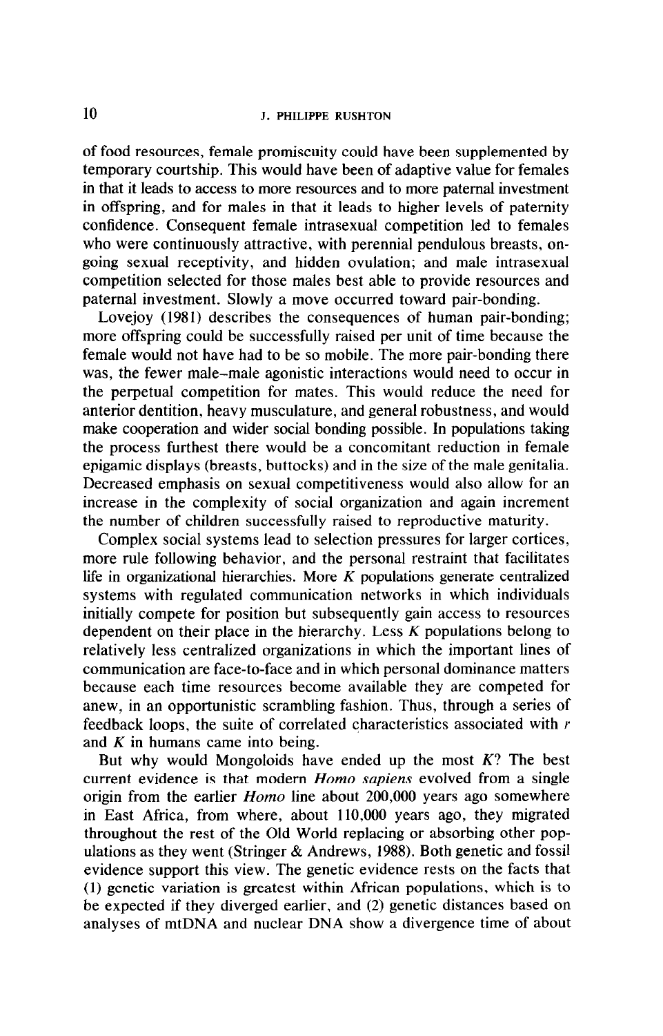of food resources, female promiscuity could have been supplemented by temporary courtship. This would have been of adaptive value for females in that it leads to access to more resources and to more paternal investment in offspring, and for males in that it leads to higher levels of paternity confidence. Consequent female intrasexual competition led to females who were continuously attractive, with perennial pendulous breasts, ongoing sexual receptivity, and hidden ovulation; and male intrasexual competition selected for those males best able to provide resources and paternal investment. Slowly a move occurred toward pair-bonding.

Lovejoy (1981) describes the consequences of human pair-bonding; more offspring could be successfully raised per unit of time because the female would not have had to be so mobile. The more pair-bonding there was, the fewer male–male agonistic interactions would need to occur in the perpetual competition for mates. This would reduce the need for anterior dentition, heavy musculature, and general robustness, and would make cooperation and wider social bonding possible. In populations taking the process furthest there would be a concomitant reduction in female epigamic displays (breasts, buttocks) and in the size of the male genitalia. Decreased emphasis on sexual competitiveness would also allow for an increase in the complexity of social organization and again increment the number of children successfully raised to reproductive maturity.

Complex social systems lead to selection pressures for larger cortices, more rule following behavior, and the personal restraint that facilitates life in organizational hierarchies. More $K$ populations generate centralized systems with regulated communication networks in which individuals initially compete for position but subsequently gain access to resources dependent on their place in the hierarchy. Less $K$ populations belong to relatively less centralized organizations in which the important lines of communication are face-to-face and in which personal dominance matters because each time resources become available they are competed for anew, in an opportunistic scrambling fashion. Thus, through a series of feedback loops, the suite of correlated characteristics associated with $r$ and $K$ in humans came into being.

But why would Mongoloids have ended up the most $K$? The best current evidence is that modern *Homo sapiens* evolved from a single origin from the earlier *Homo* line about 200,000 years ago somewhere in East Africa, from where, about 110,000 years ago, they migrated throughout the rest of the Old World replacing or absorbing other populations as they went (Stringer & Andrews, 1988). Both genetic and fossil evidence support this view. The genetic evidence rests on the facts that (1) genetic variation is greatest within African populations, which is to be expected if they diverged earlier, and (2) genetic distances based on analyses of mtDNA and nuclear DNA show a divergence time of about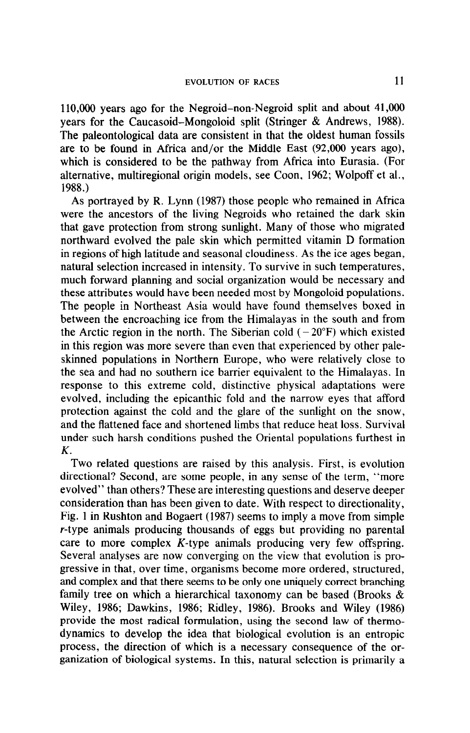110,000 years ago for the Negroid–non-Negroid split and about 41,000 years for the Caucasoid–Mongoloid split (Stringer & Andrews, 1988). The paleontological data are consistent in that the oldest human fossils are to be found in Africa and/or the Middle East (92,000 years ago), which is considered to be the pathway from Africa into Eurasia. (For alternative, multiregional origin models, see Coon, 1962; Wolpoff et al., 1988.)

As portrayed by R. Lynn (1987) those people who remained in Africa were the ancestors of the living Negroids who retained the dark skin that gave protection from strong sunlight. Many of those who migrated northward evolved the pale skin which permitted vitamin D formation in regions of high latitude and seasonal cloudiness. As the ice ages began, natural selection increased in intensity. To survive in such temperatures, much forward planning and social organization would be necessary and these attributes would have been needed most by Mongoloid populations. The people in Northeast Asia would have found themselves boxed in between the encroaching ice from the Himalayas in the south and from the Arctic region in the north. The Siberian cold (−20°F) which existed in this region was more severe than even that experienced by other pale-skinned populations in Northern Europe, who were relatively close to the sea and had no southern ice barrier equivalent to the Himalayas. In response to this extreme cold, distinctive physical adaptations were evolved, including the epicanthic fold and the narrow eyes that afford protection against the cold and the glare of the sunlight on the snow, and the flattened face and shortened limbs that reduce heat loss. Survival under such harsh conditions pushed the Oriental populations furthest in *K*.

Two related questions are raised by this analysis. First, is evolution directional? Second, are some people, in any sense of the term, "more evolved" than others? These are interesting questions and deserve deeper consideration than has been given to date. With respect to directionality, Fig. 1 in Rushton and Bogaert (1987) seems to imply a move from simple *r*-type animals producing thousands of eggs but providing no parental care to more complex *K*-type animals producing very few offspring. Several analyses are now converging on the view that evolution is progressive in that, over time, organisms become more ordered, structured, and complex and that there seems to be only one uniquely correct branching family tree on which a hierarchical taxonomy can be based (Brooks & Wiley, 1986; Dawkins, 1986; Ridley, 1986). Brooks and Wiley (1986) provide the most radical formulation, using the second law of thermodynamics to develop the idea that biological evolution is an entropic process, the direction of which is a necessary consequence of the organization of biological systems. In this, natural selection is primarily a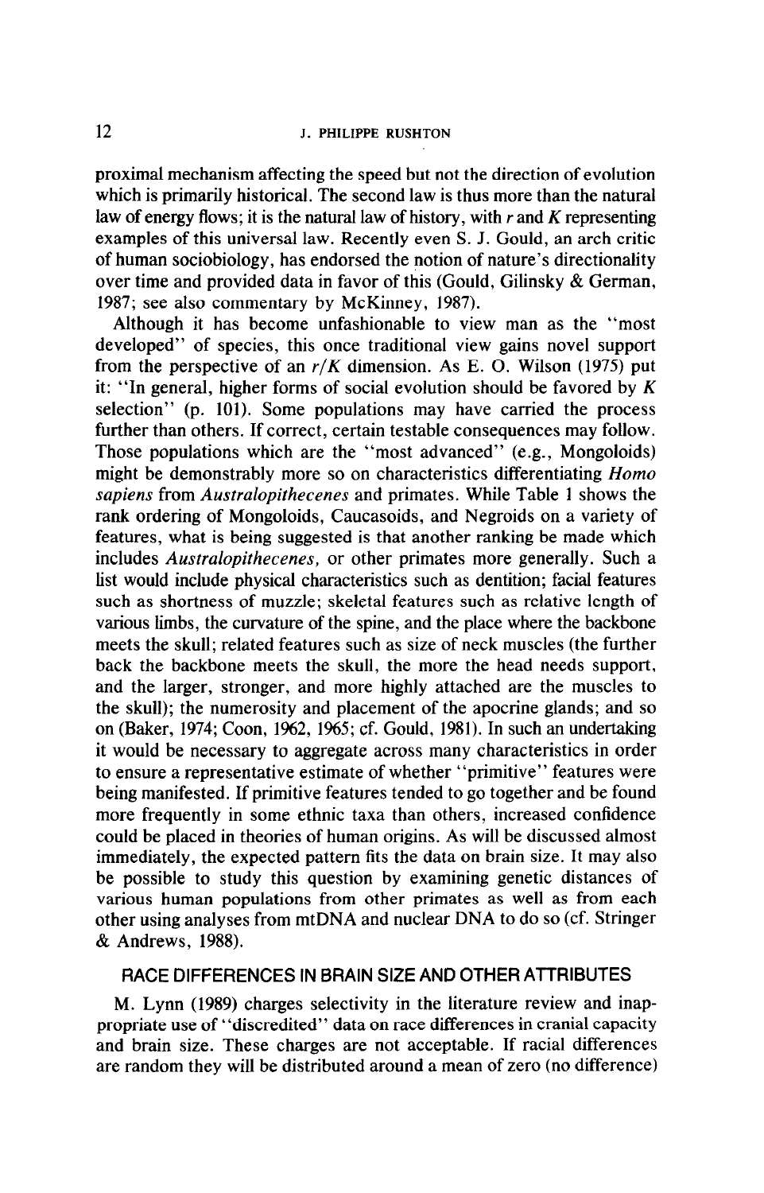proximal mechanism affecting the speed but not the direction of evolution which is primarily historical. The second law is thus more than the natural law of energy flows; it is the natural law of history, with $r$ and $K$ representing examples of this universal law. Recently even S. J. Gould, an arch critic of human sociobiology, has endorsed the notion of nature's directionality over time and provided data in favor of this (Gould, Gilinsky & German, 1987; see also commentary by McKinney, 1987).

Although it has become unfashionable to view man as the "most developed" of species, this once traditional view gains novel support from the perspective of an $r/K$ dimension. As E. O. Wilson (1975) put it: "In general, higher forms of social evolution should be favored by $K$ selection" (p. 101). Some populations may have carried the process further than others. If correct, certain testable consequences may follow. Those populations which are the "most advanced" (e.g., Mongoloids) might be demonstrably more so on characteristics differentiating *Homo sapiens* from *Australopithecenes* and primates. While Table 1 shows the rank ordering of Mongoloids, Caucasoids, and Negroids on a variety of features, what is being suggested is that another ranking be made which includes *Australopithecenes,* or other primates more generally. Such a list would include physical characteristics such as dentition; facial features such as shortness of muzzle; skeletal features such as relative length of various limbs, the curvature of the spine, and the place where the backbone meets the skull; related features such as size of neck muscles (the further back the backbone meets the skull, the more the head needs support, and the larger, stronger, and more highly attached are the muscles to the skull); the numerosity and placement of the apocrine glands; and so on (Baker, 1974; Coon, 1962, 1965; cf. Gould, 1981). In such an undertaking it would be necessary to aggregate across many characteristics in order to ensure a representative estimate of whether "primitive" features were being manifested. If primitive features tended to go together and be found more frequently in some ethnic taxa than others, increased confidence could be placed in theories of human origins. As will be discussed almost immediately, the expected pattern fits the data on brain size. It may also be possible to study this question by examining genetic distances of various human populations from other primates as well as from each other using analyses from mtDNA and nuclear DNA to do so (cf. Stringer & Andrews, 1988).

## RACE DIFFERENCES IN BRAIN SIZE AND OTHER ATTRIBUTES

M. Lynn (1989) charges selectivity in the literature review and inappropriate use of "discredited" data on race differences in cranial capacity and brain size. These charges are not acceptable. If racial differences are random they will be distributed around a mean of zero (no difference)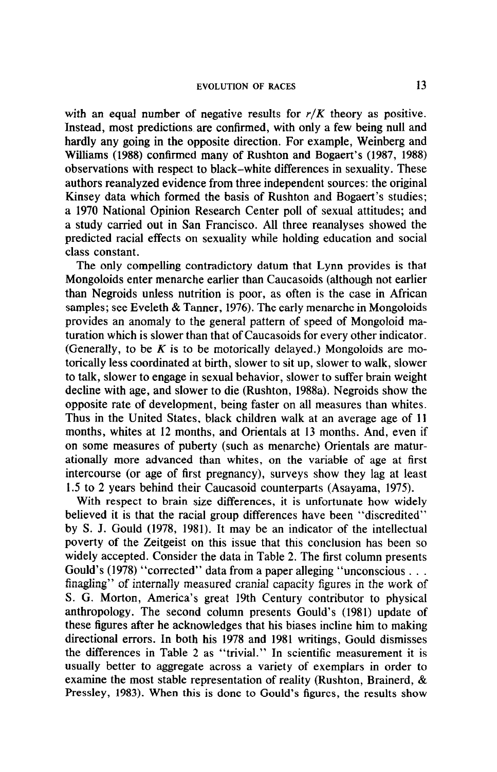with an equal number of negative results for $r/K$ theory as positive. Instead, most predictions are confirmed, with only a few being null and hardly any going in the opposite direction. For example, Weinberg and Williams (1988) confirmed many of Rushton and Bogaert's (1987, 1988) observations with respect to black–white differences in sexuality. These authors reanalyzed evidence from three independent sources: the original Kinsey data which formed the basis of Rushton and Bogaert's studies; a 1970 National Opinion Research Center poll of sexual attitudes; and a study carried out in San Francisco. All three reanalyses showed the predicted racial effects on sexuality while holding education and social class constant.

The only compelling contradictory datum that Lynn provides is that Mongoloids enter menarche earlier than Caucasoids (although not earlier than Negroids unless nutrition is poor, as often is the case in African samples; see Eveleth & Tanner, 1976). The early menarche in Mongoloids provides an anomaly to the general pattern of speed of Mongoloid maturation which is slower than that of Caucasoids for every other indicator. (Generally, to be $K$ is to be motorically delayed.) Mongoloids are motorically less coordinated at birth, slower to sit up, slower to walk, slower to talk, slower to engage in sexual behavior, slower to suffer brain weight decline with age, and slower to die (Rushton, 1988a). Negroids show the opposite rate of development, being faster on all measures than whites. Thus in the United States, black children walk at an average age of 11 months, whites at 12 months, and Orientals at 13 months. And, even if on some measures of puberty (such as menarche) Orientals are maturationally more advanced than whites, on the variable of age at first intercourse (or age of first pregnancy), surveys show they lag at least 1.5 to 2 years behind their Caucasoid counterparts (Asayama, 1975).

With respect to brain size differences, it is unfortunate how widely believed it is that the racial group differences have been "discredited" by S. J. Gould (1978, 1981). It may be an indicator of the intellectual poverty of the Zeitgeist on this issue that this conclusion has been so widely accepted. Consider the data in Table 2. The first column presents Gould's (1978) "corrected" data from a paper alleging "unconscious . . . finagling" of internally measured cranial capacity figures in the work of S. G. Morton, America's great 19th Century contributor to physical anthropology. The second column presents Gould's (1981) update of these figures after he acknowledges that his biases incline him to making directional errors. In both his 1978 and 1981 writings, Gould dismisses the differences in Table 2 as "trivial." In scientific measurement it is usually better to aggregate across a variety of exemplars in order to examine the most stable representation of reality (Rushton, Brainerd, & Pressley, 1983). When this is done to Gould's figures, the results show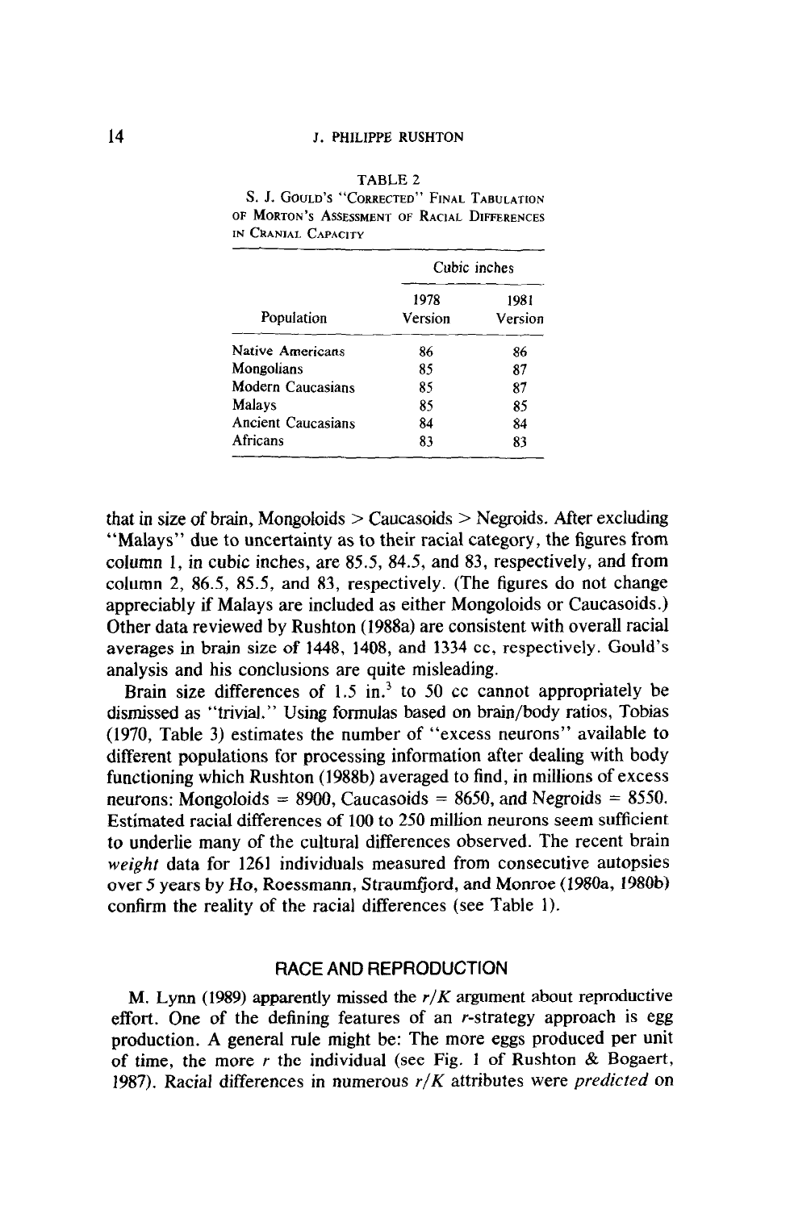TABLE 2

S. J. GOULD'S "CORRECTED" FINAL TABULATION OF MORTON'S ASSESSMENT OF RACIAL DIFFERENCES IN CRANIAL CAPACITY

| Population | Cubic inches | |
|---|---|---|
| | 1978 Version | 1981 Version |
| Native Americans | 86 | 86 |
| Mongolians | 85 | 87 |
| Modern Caucasians | 85 | 87 |
| Malays | 85 | 85 |
| Ancient Caucasians | 84 | 84 |
| Africans | 83 | 83 |

that in size of brain, Mongoloids > Caucasoids > Negroids. After excluding "Malays" due to uncertainty as to their racial category, the figures from column 1, in cubic inches, are 85.5, 84.5, and 83, respectively, and from column 2, 86.5, 85.5, and 83, respectively. (The figures do not change appreciably if Malays are included as either Mongoloids or Caucasoids.) Other data reviewed by Rushton (1988a) are consistent with overall racial averages in brain size of 1448, 1408, and 1334 cc, respectively. Gould's analysis and his conclusions are quite misleading.

Brain size differences of 1.5 $\text{in.}^3$ to 50 cc cannot appropriately be dismissed as "trivial." Using formulas based on brain/body ratios, Tobias (1970, Table 3) estimates the number of "excess neurons" available to different populations for processing information after dealing with body functioning which Rushton (1988b) averaged to find, in millions of excess neurons: Mongoloids = 8900, Caucasoids = 8650, and Negroids = 8550. Estimated racial differences of 100 to 250 million neurons seem sufficient to underlie many of the cultural differences observed. The recent brain *weight* data for 1261 individuals measured from consecutive autopsies over 5 years by Ho, Roessmann, Straumfjord, and Monroe (1980a, 1980b) confirm the reality of the racial differences (see Table 1).

## RACE AND REPRODUCTION

M. Lynn (1989) apparently missed the $r/K$ argument about reproductive effort. One of the defining features of an $r$-strategy approach is egg production. A general rule might be: The more eggs produced per unit of time, the more $r$ the individual (see Fig. 1 of Rushton & Bogaert, 1987). Racial differences in numerous $r/K$ attributes were *predicted* on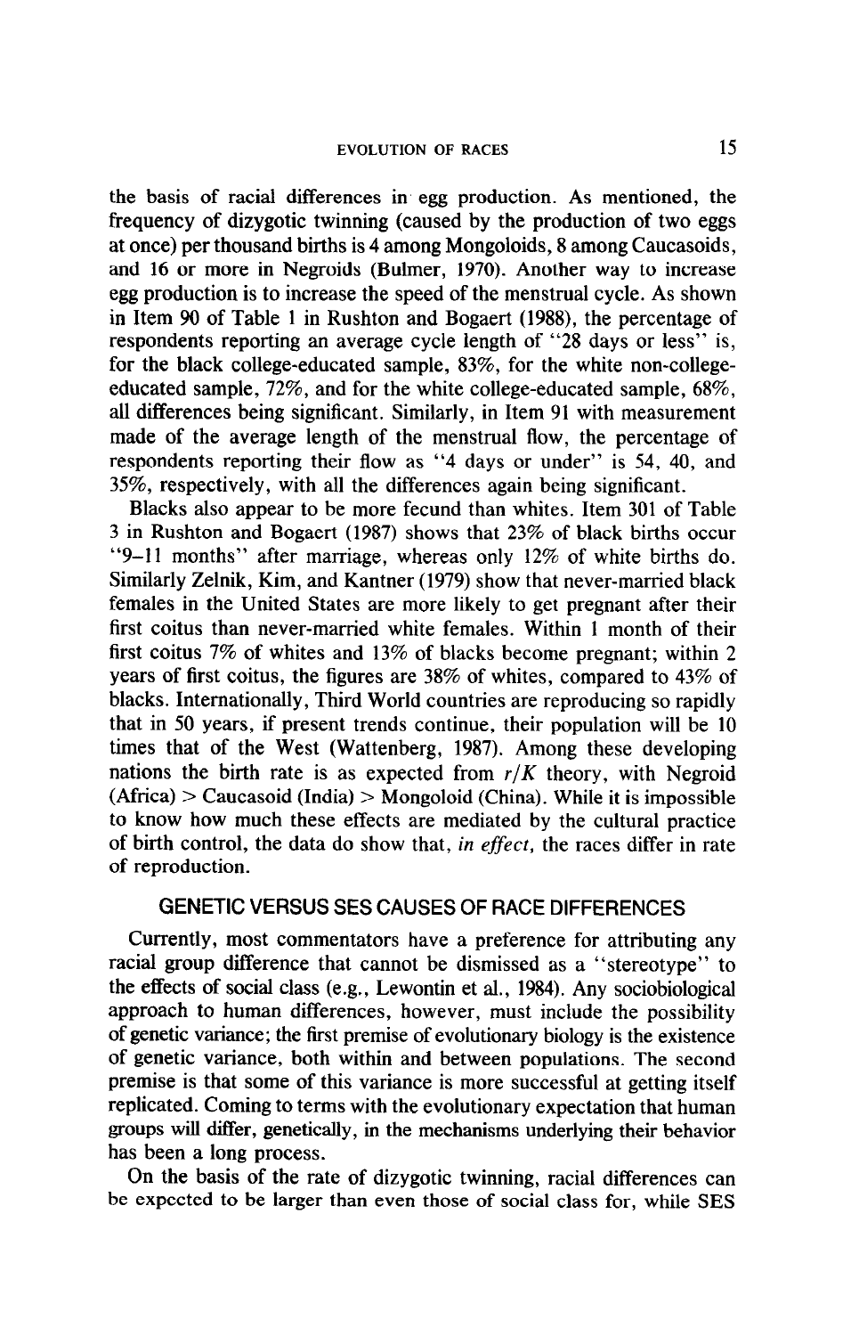the basis of racial differences in egg production. As mentioned, the frequency of dizygotic twinning (caused by the production of two eggs at once) per thousand births is 4 among Mongoloids, 8 among Caucasoids, and 16 or more in Negroids (Bulmer, 1970). Another way to increase egg production is to increase the speed of the menstrual cycle. As shown in Item 90 of Table 1 in Rushton and Bogaert (1988), the percentage of respondents reporting an average cycle length of "28 days or less" is, for the black college-educated sample, 83%, for the white non-college-educated sample, 72%, and for the white college-educated sample, 68%, all differences being significant. Similarly, in Item 91 with measurement made of the average length of the menstrual flow, the percentage of respondents reporting their flow as "4 days or under" is 54, 40, and 35%, respectively, with all the differences again being significant.

Blacks also appear to be more fecund than whites. Item 301 of Table 3 in Rushton and Bogaert (1987) shows that 23% of black births occur "9–11 months" after marriage, whereas only 12% of white births do. Similarly Zelnik, Kim, and Kantner (1979) show that never-married black females in the United States are more likely to get pregnant after their first coitus than never-married white females. Within 1 month of their first coitus 7% of whites and 13% of blacks become pregnant; within 2 years of first coitus, the figures are 38% of whites, compared to 43% of blacks. Internationally, Third World countries are reproducing so rapidly that in 50 years, if present trends continue, their population will be 10 times that of the West (Wattenberg, 1987). Among these developing nations the birth rate is as expected from $r/K$ theory, with Negroid (Africa) > Caucasoid (India) > Mongoloid (China). While it is impossible to know how much these effects are mediated by the cultural practice of birth control, the data do show that, *in effect*, the races differ in rate of reproduction.

## GENETIC VERSUS SES CAUSES OF RACE DIFFERENCES

Currently, most commentators have a preference for attributing any racial group difference that cannot be dismissed as a "stereotype" to the effects of social class (e.g., Lewontin et al., 1984). Any sociobiological approach to human differences, however, must include the possibility of genetic variance; the first premise of evolutionary biology is the existence of genetic variance, both within and between populations. The second premise is that some of this variance is more successful at getting itself replicated. Coming to terms with the evolutionary expectation that human groups will differ, genetically, in the mechanisms underlying their behavior has been a long process.

On the basis of the rate of dizygotic twinning, racial differences can be expected to be larger than even those of social class for, while SES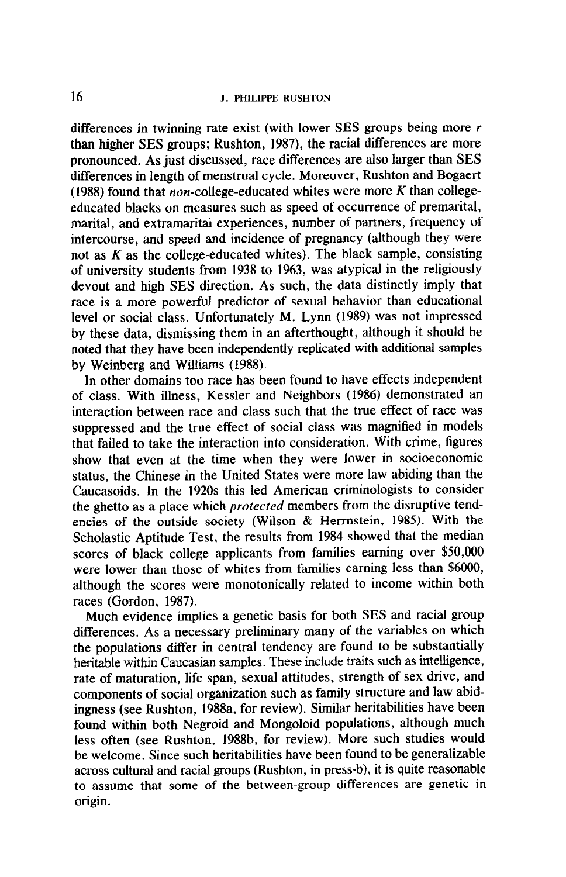differences in twinning rate exist (with lower SES groups being more $r$ than higher SES groups; Rushton, 1987), the racial differences are more pronounced. As just discussed, race differences are also larger than SES differences in length of menstrual cycle. Moreover, Rushton and Bogaert (1988) found that *non*-college-educated whites were more $K$ than college-educated blacks on measures such as speed of occurrence of premarital, marital, and extramarital experiences, number of partners, frequency of intercourse, and speed and incidence of pregnancy (although they were not as $K$ as the college-educated whites). The black sample, consisting of university students from 1938 to 1963, was atypical in the religiously devout and high SES direction. As such, the data distinctly imply that race is a more powerful predictor of sexual behavior than educational level or social class. Unfortunately M. Lynn (1989) was not impressed by these data, dismissing them in an afterthought, although it should be noted that they have been independently replicated with additional samples by Weinberg and Williams (1988).

In other domains too race has been found to have effects independent of class. With illness, Kessler and Neighbors (1986) demonstrated an interaction between race and class such that the true effect of race was suppressed and the true effect of social class was magnified in models that failed to take the interaction into consideration. With crime, figures show that even at the time when they were lower in socioeconomic status, the Chinese in the United States were more law abiding than the Caucasoids. In the 1920s this led American criminologists to consider the ghetto as a place which *protected* members from the disruptive tendencies of the outside society (Wilson & Herrnstein, 1985). With the Scholastic Aptitude Test, the results from 1984 showed that the median scores of black college applicants from families earning over $50,000 were lower than those of whites from families earning less than $6000, although the scores were monotonically related to income within both races (Gordon, 1987).

Much evidence implies a genetic basis for both SES and racial group differences. As a necessary preliminary many of the variables on which the populations differ in central tendency are found to be substantially heritable within Caucasian samples. These include traits such as intelligence, rate of maturation, life span, sexual attitudes, strength of sex drive, and components of social organization such as family structure and law abidingness (see Rushton, 1988a, for review). Similar heritabilities have been found within both Negroid and Mongoloid populations, although much less often (see Rushton, 1988b, for review). More such studies would be welcome. Since such heritabilities have been found to be generalizable across cultural and racial groups (Rushton, in press-b), it is quite reasonable to assume that some of the between-group differences are genetic in origin.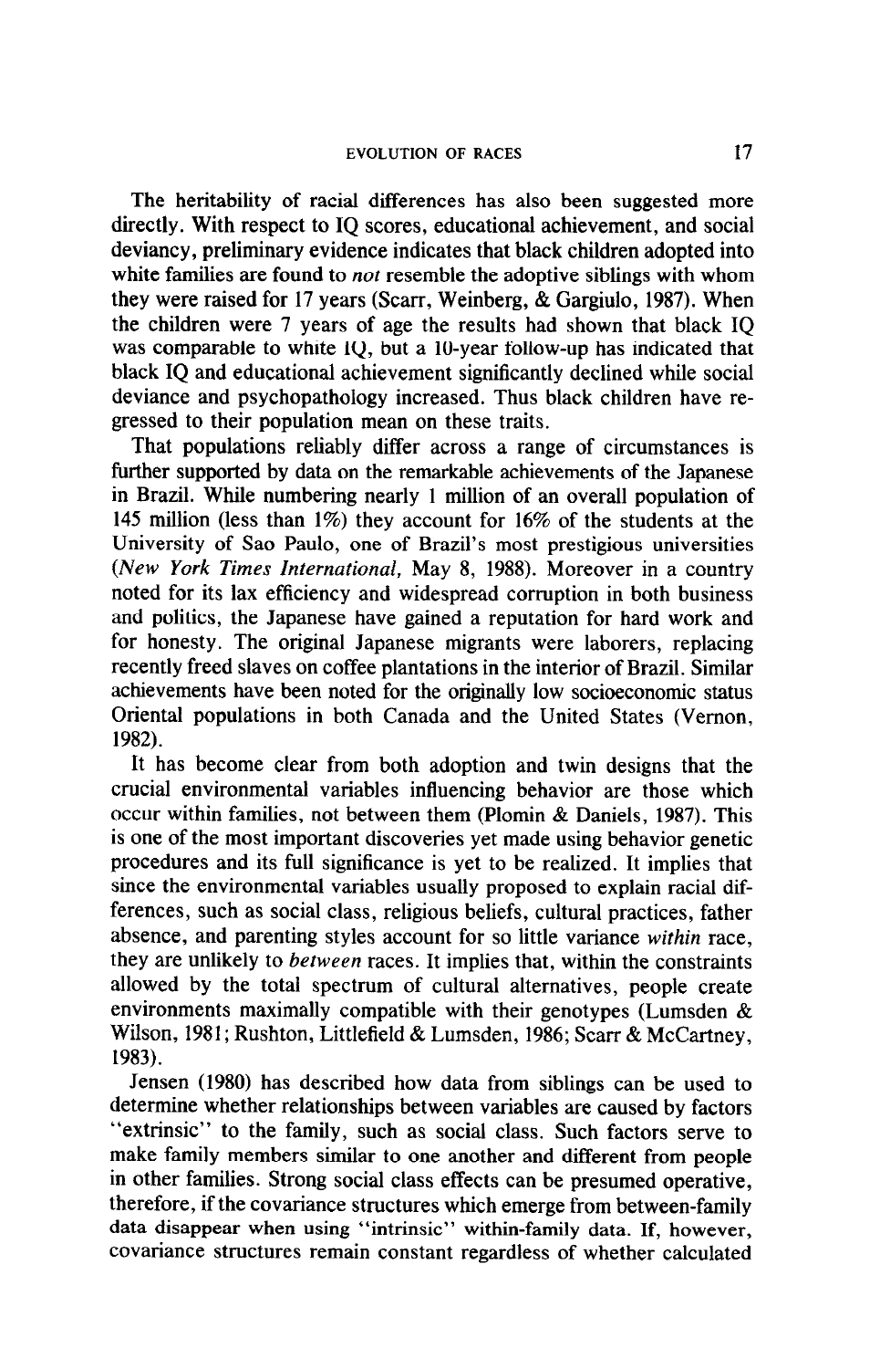The heritability of racial differences has also been suggested more directly. With respect to IQ scores, educational achievement, and social deviancy, preliminary evidence indicates that black children adopted into white families are found to *not* resemble the adoptive siblings with whom they were raised for 17 years (Scarr, Weinberg, & Gargiulo, 1987). When the children were 7 years of age the results had shown that black IQ was comparable to white IQ, but a 10-year follow-up has indicated that black IQ and educational achievement significantly declined while social deviance and psychopathology increased. Thus black children have regressed to their population mean on these traits.

That populations reliably differ across a range of circumstances is further supported by data on the remarkable achievements of the Japanese in Brazil. While numbering nearly 1 million of an overall population of 145 million (less than 1%) they account for 16% of the students at the University of Sao Paulo, one of Brazil's most prestigious universities (*New York Times International*, May 8, 1988). Moreover in a country noted for its lax efficiency and widespread corruption in both business and politics, the Japanese have gained a reputation for hard work and for honesty. The original Japanese migrants were laborers, replacing recently freed slaves on coffee plantations in the interior of Brazil. Similar achievements have been noted for the originally low socioeconomic status Oriental populations in both Canada and the United States (Vernon, 1982).

It has become clear from both adoption and twin designs that the crucial environmental variables influencing behavior are those which occur within families, not between them (Plomin & Daniels, 1987). This is one of the most important discoveries yet made using behavior genetic procedures and its full significance is yet to be realized. It implies that since the environmental variables usually proposed to explain racial differences, such as social class, religious beliefs, cultural practices, father absence, and parenting styles account for so little variance *within* race, they are unlikely to *between* races. It implies that, within the constraints allowed by the total spectrum of cultural alternatives, people create environments maximally compatible with their genotypes (Lumsden & Wilson, 1981; Rushton, Littlefield & Lumsden, 1986; Scarr & McCartney, 1983).

Jensen (1980) has described how data from siblings can be used to determine whether relationships between variables are caused by factors "extrinsic" to the family, such as social class. Such factors serve to make family members similar to one another and different from people in other families. Strong social class effects can be presumed operative, therefore, if the covariance structures which emerge from between-family data disappear when using "intrinsic" within-family data. If, however, covariance structures remain constant regardless of whether calculated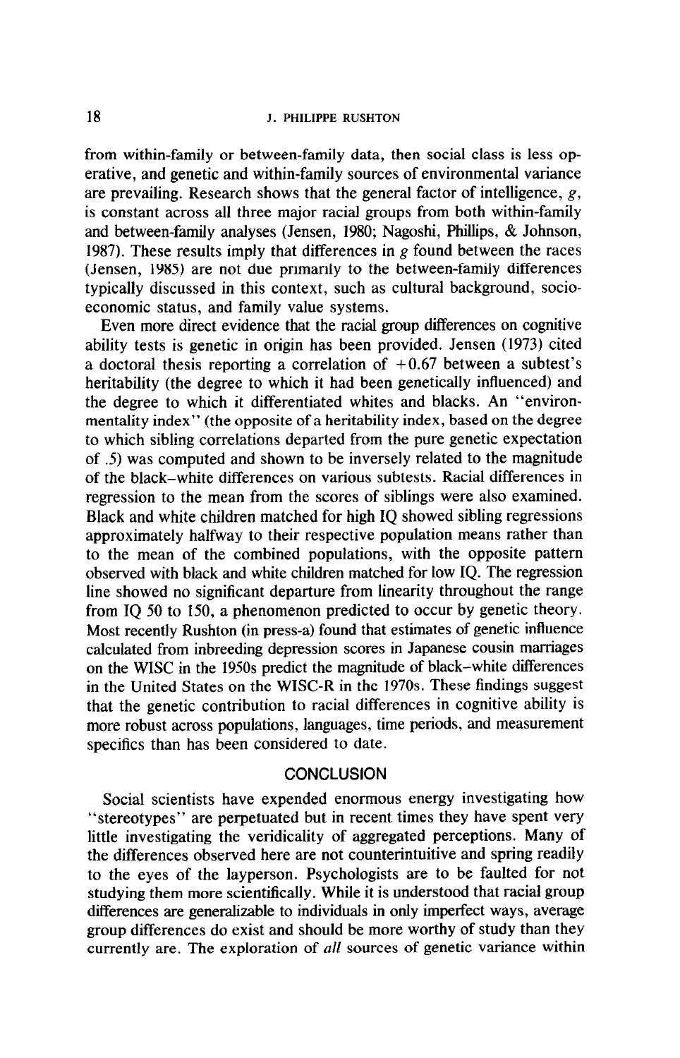from within-family or between-family data, then social class is less operative, and genetic and within-family sources of environmental variance are prevailing. Research shows that the general factor of intelligence, *g*, is constant across all three major racial groups from both within-family and between-family analyses (Jensen, 1980; Nagoshi, Phillips, & Johnson, 1987). These results imply that differences in *g* found between the races (Jensen, 1985) are not due primarily to the between-family differences typically discussed in this context, such as cultural background, socioeconomic status, and family value systems.

Even more direct evidence that the racial group differences on cognitive ability tests is genetic in origin has been provided. Jensen (1973) cited a doctoral thesis reporting a correlation of +0.67 between a subtest's heritability (the degree to which it had been genetically influenced) and the degree to which it differentiated whites and blacks. An "environmentality index" (the opposite of a heritability index, based on the degree to which sibling correlations departed from the pure genetic expectation of .5) was computed and shown to be inversely related to the magnitude of the black–white differences on various subtests. Racial differences in regression to the mean from the scores of siblings were also examined. Black and white children matched for high IQ showed sibling regressions approximately halfway to their respective population means rather than to the mean of the combined populations, with the opposite pattern observed with black and white children matched for low IQ. The regression line showed no significant departure from linearity throughout the range from IQ 50 to 150, a phenomenon predicted to occur by genetic theory. Most recently Rushton (in press-a) found that estimates of genetic influence calculated from inbreeding depression scores in Japanese cousin marriages on the WISC in the 1950s predict the magnitude of black–white differences in the United States on the WISC-R in the 1970s. These findings suggest that the genetic contribution to racial differences in cognitive ability is more robust across populations, languages, time periods, and measurement specifics than has been considered to date.

## CONCLUSION

Social scientists have expended enormous energy investigating how "stereotypes" are perpetuated but in recent times they have spent very little investigating the veridicality of aggregated perceptions. Many of the differences observed here are not counterintuitive and spring readily to the eyes of the layperson. Psychologists are to be faulted for not studying them more scientifically. While it is understood that racial group differences are generalizable to individuals in only imperfect ways, average group differences do exist and should be more worthy of study than they currently are. The exploration of *all* sources of genetic variance within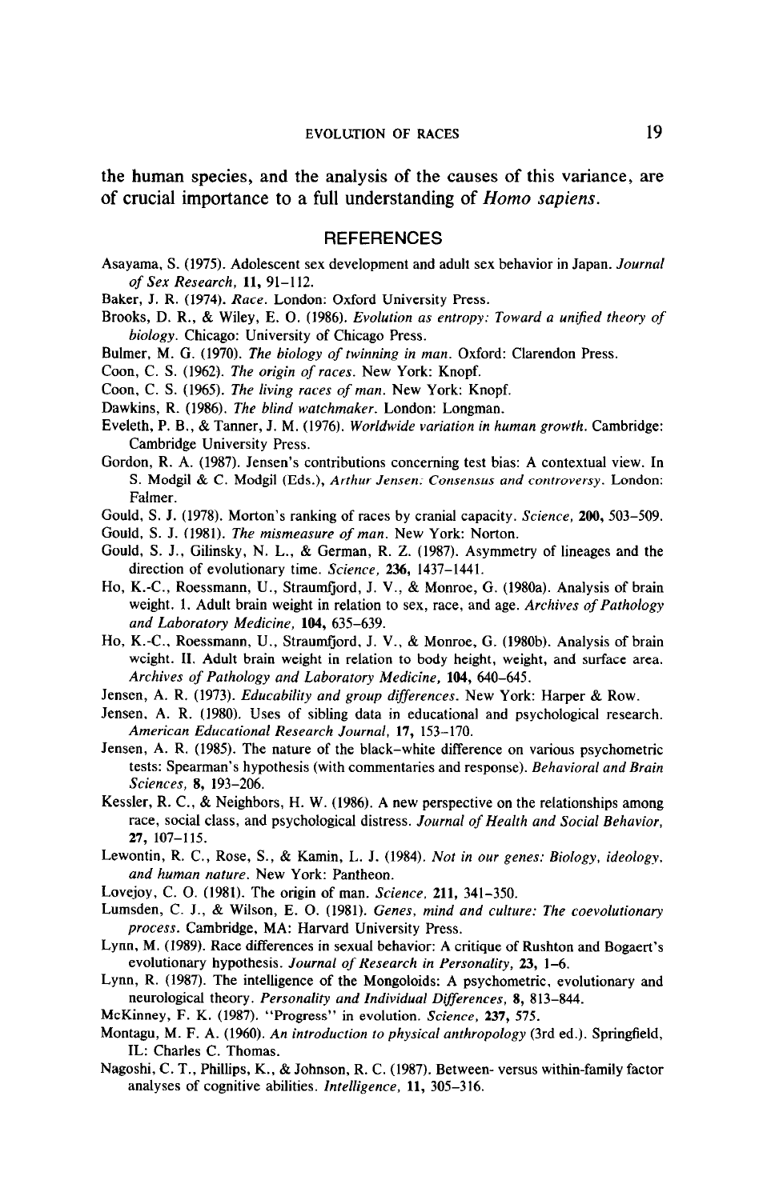the human species, and the analysis of the causes of this variance, are of crucial importance to a full understanding of *Homo sapiens*.

## REFERENCES

Asayama, S. (1975). Adolescent sex development and adult sex behavior in Japan. *Journal of Sex Research*, **11**, 91–112.

Baker, J. R. (1974). *Race*. London: Oxford University Press.

Brooks, D. R., & Wiley, E. O. (1986). *Evolution as entropy: Toward a unified theory of biology*. Chicago: University of Chicago Press.

Bulmer, M. G. (1970). *The biology of twinning in man*. Oxford: Clarendon Press.

Coon, C. S. (1962). *The origin of races*. New York: Knopf.

Coon, C. S. (1965). *The living races of man*. New York: Knopf.

Dawkins, R. (1986). *The blind watchmaker*. London: Longman.

Eveleth, P. B., & Tanner, J. M. (1976). *Worldwide variation in human growth*. Cambridge: Cambridge University Press.

Gordon, R. A. (1987). Jensen's contributions concerning test bias: A contextual view. In S. Modgil & C. Modgil (Eds.), *Arthur Jensen: Consensus and controversy*. London: Falmer.

Gould, S. J. (1978). Morton's ranking of races by cranial capacity. *Science*, **200**, 503–509.

Gould, S. J. (1981). *The mismeasure of man*. New York: Norton.

Gould, S. J., Gilinsky, N. L., & German, R. Z. (1987). Asymmetry of lineages and the direction of evolutionary time. *Science*, **236**, 1437–1441.

Ho, K.-C., Roessmann, U., Straumfjord, J. V., & Monroe, G. (1980a). Analysis of brain weight. 1. Adult brain weight in relation to sex, race, and age. *Archives of Pathology and Laboratory Medicine*, **104**, 635–639.

Ho, K.-C., Roessmann, U., Straumfjord, J. V., & Monroe, G. (1980b). Analysis of brain weight. II. Adult brain weight in relation to body height, weight, and surface area. *Archives of Pathology and Laboratory Medicine*, **104**, 640–645.

Jensen, A. R. (1973). *Educability and group differences*. New York: Harper & Row.

Jensen, A. R. (1980). Uses of sibling data in educational and psychological research. *American Educational Research Journal*, **17**, 153–170.

Jensen, A. R. (1985). The nature of the black–white difference on various psychometric tests: Spearman's hypothesis (with commentaries and response). *Behavioral and Brain Sciences*, **8**, 193–206.

Kessler, R. C., & Neighbors, H. W. (1986). A new perspective on the relationships among race, social class, and psychological distress. *Journal of Health and Social Behavior*, **27**, 107–115.

Lewontin, R. C., Rose, S., & Kamin, L. J. (1984). *Not in our genes: Biology, ideology, and human nature*. New York: Pantheon.

Lovejoy, C. O. (1981). The origin of man. *Science*, **211**, 341–350.

Lumsden, C. J., & Wilson, E. O. (1981). *Genes, mind and culture: The coevolutionary process*. Cambridge, MA: Harvard University Press.

Lynn, M. (1989). Race differences in sexual behavior: A critique of Rushton and Bogaert's evolutionary hypothesis. *Journal of Research in Personality*, **23**, 1–6.

Lynn, R. (1987). The intelligence of the Mongoloids: A psychometric, evolutionary and neurological theory. *Personality and Individual Differences*, **8**, 813–844.

McKinney, F. K. (1987). "Progress" in evolution. *Science*, **237**, 575.

Montagu, M. F. A. (1960). *An introduction to physical anthropology* (3rd ed.). Springfield, IL: Charles C. Thomas.

Nagoshi, C. T., Phillips, K., & Johnson, R. C. (1987). Between- versus within-family factor analyses of cognitive abilities. *Intelligence*, **11**, 305–316.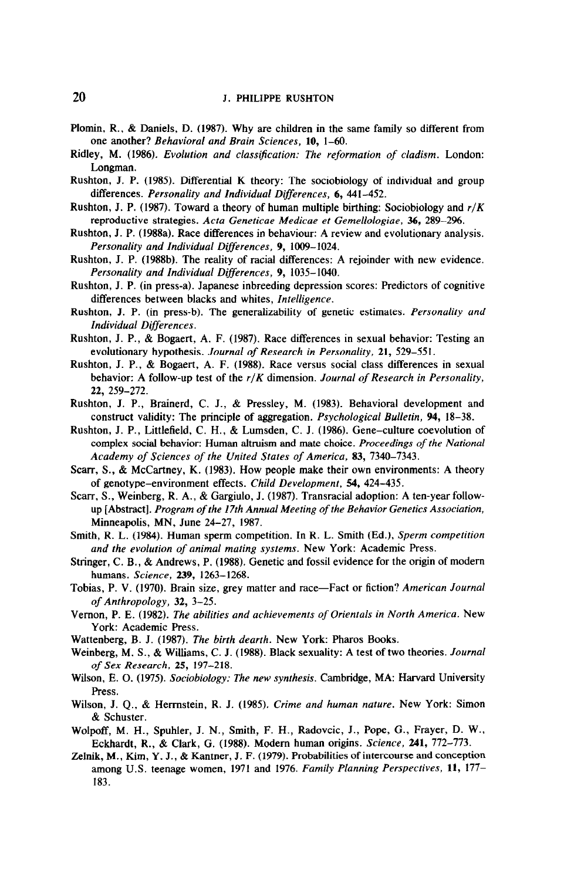Plomin, R., & Daniels, D. (1987). Why are children in the same family so different from one another? *Behavioral and Brain Sciences*, **10**, 1–60.

Ridley, M. (1986). *Evolution and classification: The reformation of cladism*. London: Longman.

Rushton, J. P. (1985). Differential K theory: The sociobiology of individual and group differences. *Personality and Individual Differences*, **6**, 441–452.

Rushton, J. P. (1987). Toward a theory of human multiple birthing: Sociobiology and $r/K$ reproductive strategies. *Acta Geneticae Medicae et Gemellologiae*, **36**, 289–296.

Rushton, J. P. (1988a). Race differences in behaviour: A review and evolutionary analysis. *Personality and Individual Differences*, **9**, 1009–1024.

Rushton, J. P. (1988b). The reality of racial differences: A rejoinder with new evidence. *Personality and Individual Differences*, **9**, 1035–1040.

Rushton, J. P. (in press-a). Japanese inbreeding depression scores: Predictors of cognitive differences between blacks and whites, *Intelligence*.

Rushton, J. P. (in press-b). The generalizability of genetic estimates. *Personality and Individual Differences*.

Rushton, J. P., & Bogaert, A. F. (1987). Race differences in sexual behavior: Testing an evolutionary hypothesis. *Journal of Research in Personality*, **21**, 529–551.

Rushton, J. P., & Bogaert, A. F. (1988). Race versus social class differences in sexual behavior: A follow-up test of the $r/K$ dimension. *Journal of Research in Personality*, **22**, 259–272.

Rushton, J. P., Brainerd, C. J., & Pressley, M. (1983). Behavioral development and construct validity: The principle of aggregation. *Psychological Bulletin*, **94**, 18–38.

Rushton, J. P., Littlefield, C. H., & Lumsden, C. J. (1986). Gene–culture coevolution of complex social behavior: Human altruism and mate choice. *Proceedings of the National Academy of Sciences of the United States of America*, **83**, 7340–7343.

Scarr, S., & McCartney, K. (1983). How people make their own environments: A theory of genotype–environment effects. *Child Development*, **54**, 424–435.

Scarr, S., Weinberg, R. A., & Gargiulo, J. (1987). Transracial adoption: A ten-year follow-up [Abstract]. *Program of the 17th Annual Meeting of the Behavior Genetics Association*, Minneapolis, MN, June 24–27, 1987.

Smith, R. L. (1984). Human sperm competition. In R. L. Smith (Ed.), *Sperm competition and the evolution of animal mating systems*. New York: Academic Press.

Stringer, C. B., & Andrews, P. (1988). Genetic and fossil evidence for the origin of modern humans. *Science*, **239**, 1263–1268.

Tobias, P. V. (1970). Brain size, grey matter and race—Fact or fiction? *American Journal of Anthropology*, **32**, 3–25.

Vernon, P. E. (1982). *The abilities and achievements of Orientals in North America*. New York: Academic Press.

Wattenberg, B. J. (1987). *The birth dearth*. New York: Pharos Books.

Weinberg, M. S., & Williams, C. J. (1988). Black sexuality: A test of two theories. *Journal of Sex Research*, **25**, 197–218.

Wilson, E. O. (1975). *Sociobiology: The new synthesis*. Cambridge, MA: Harvard University Press.

Wilson, J. Q., & Herrnstein, R. J. (1985). *Crime and human nature*. New York: Simon & Schuster.

Wolpoff, M. H., Spuhler, J. N., Smith, F. H., Radovcic, J., Pope, G., Frayer, D. W., Eckhardt, R., & Clark, G. (1988). Modern human origins. *Science*, **241**, 772–773.

Zelnik, M., Kim, Y. J., & Kantner, J. F. (1979). Probabilities of intercourse and conception among U.S. teenage women, 1971 and 1976. *Family Planning Perspectives*, **11**, 177–183.